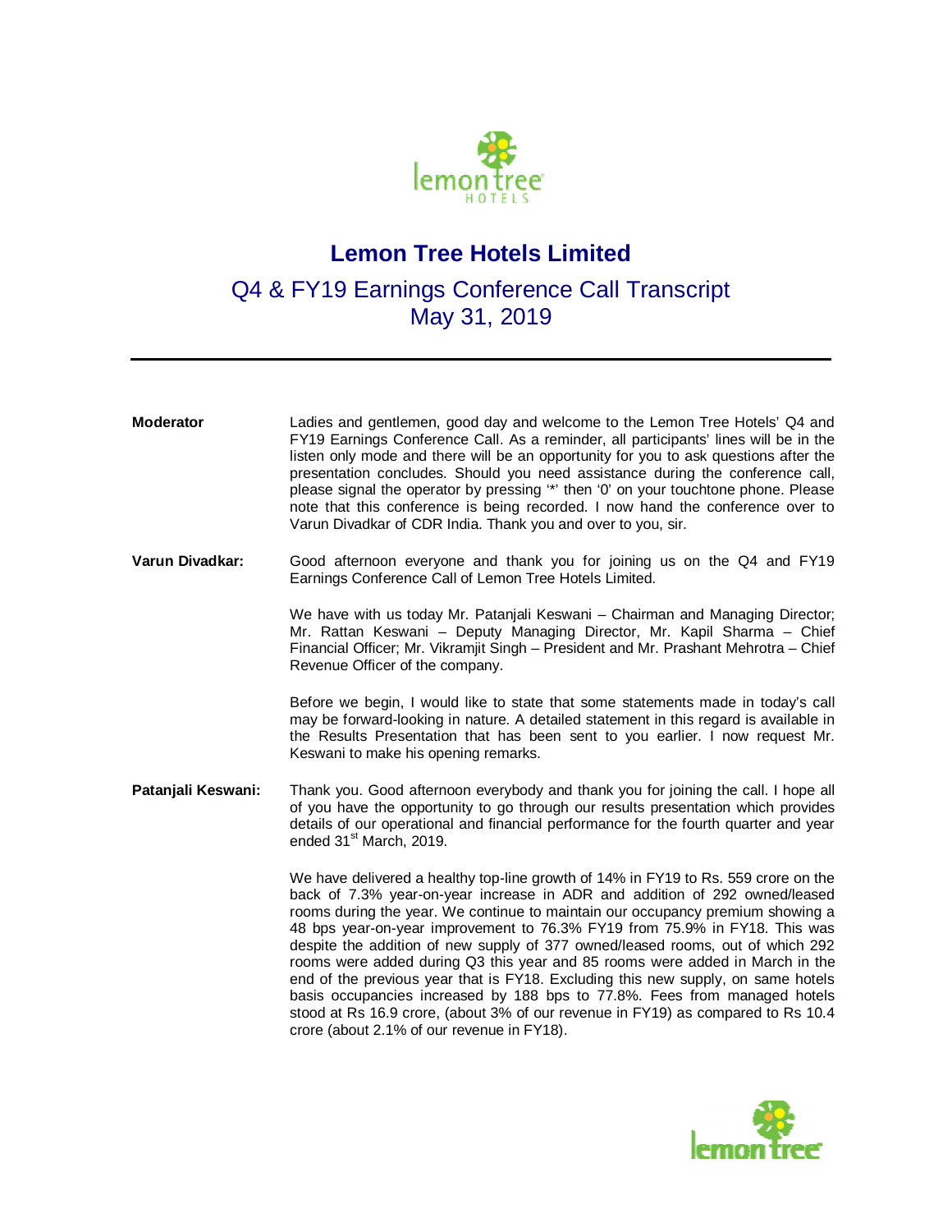# Lemon Tree Hotels Limited

## Q4 & FY19 Earnings Conference Call Transcript
## May 31, 2019

---

**Moderator**: Ladies and gentlemen, good day and welcome to the Lemon Tree Hotels' Q4 and FY19 Earnings Conference Call. As a reminder, all participants' lines will be in the listen only mode and there will be an opportunity for you to ask questions after the presentation concludes. Should you need assistance during the conference call, please signal the operator by pressing '*' then '0' on your touchtone phone. Please note that this conference is being recorded. I now hand the conference over to Varun Divadkar of CDR India. Thank you and over to you, sir.

**Varun Divadkar:** Good afternoon everyone and thank you for joining us on the Q4 and FY19 Earnings Conference Call of Lemon Tree Hotels Limited.

We have with us today Mr. Patanjali Keswani – Chairman and Managing Director; Mr. Rattan Keswani – Deputy Managing Director, Mr. Kapil Sharma – Chief Financial Officer; Mr. Vikramjit Singh – President and Mr. Prashant Mehrotra – Chief Revenue Officer of the company.

Before we begin, I would like to state that some statements made in today's call may be forward-looking in nature. A detailed statement in this regard is available in the Results Presentation that has been sent to you earlier. I now request Mr. Keswani to make his opening remarks.

**Patanjali Keswani:** Thank you. Good afternoon everybody and thank you for joining the call. I hope all of you have the opportunity to go through our results presentation which provides details of our operational and financial performance for the fourth quarter and year ended 31st March, 2019.

We have delivered a healthy top-line growth of 14% in FY19 to Rs. 559 crore on the back of 7.3% year-on-year increase in ADR and addition of 292 owned/leased rooms during the year. We continue to maintain our occupancy premium showing a 48 bps year-on-year improvement to 76.3% FY19 from 75.9% in FY18. This was despite the addition of new supply of 377 owned/leased rooms, out of which 292 rooms were added during Q3 this year and 85 rooms were added in March in the end of the previous year that is FY18. Excluding this new supply, on same hotels basis occupancies increased by 188 bps to 77.8%. Fees from managed hotels stood at Rs 16.9 crore, (about 3% of our revenue in FY19) as compared to Rs 10.4 crore (about 2.1% of our revenue in FY18).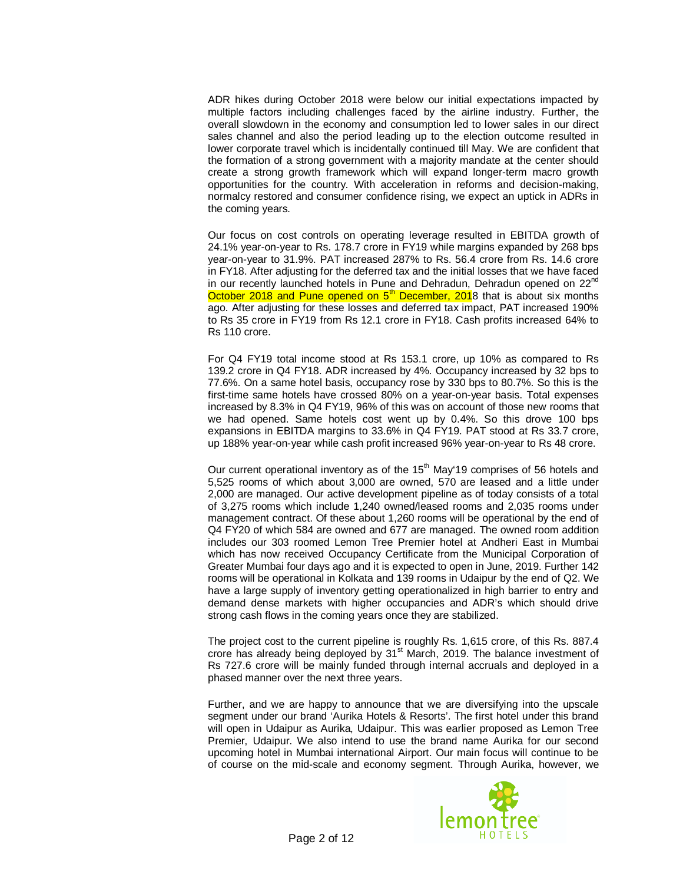ADR hikes during October 2018 were below our initial expectations impacted by multiple factors including challenges faced by the airline industry. Further, the overall slowdown in the economy and consumption led to lower sales in our direct sales channel and also the period leading up to the election outcome resulted in lower corporate travel which is incidentally continued till May. We are confident that the formation of a strong government with a majority mandate at the center should create a strong growth framework which will expand longer-term macro growth opportunities for the country. With acceleration in reforms and decision-making, normalcy restored and consumer confidence rising, we expect an uptick in ADRs in the coming years.

Our focus on cost controls on operating leverage resulted in EBITDA growth of 24.1% year-on-year to Rs. 178.7 crore in FY19 while margins expanded by 268 bps year-on-year to 31.9%. PAT increased 287% to Rs. 56.4 crore from Rs. 14.6 crore in FY18. After adjusting for the deferred tax and the initial losses that we have faced in our recently launched hotels in Pune and Dehradun, Dehradun opened on 22nd October 2018 and Pune opened on 5th December, 2018 that is about six months ago. After adjusting for these losses and deferred tax impact, PAT increased 190% to Rs 35 crore in FY19 from Rs 12.1 crore in FY18. Cash profits increased 64% to Rs 110 crore.

For Q4 FY19 total income stood at Rs 153.1 crore, up 10% as compared to Rs 139.2 crore in Q4 FY18. ADR increased by 4%. Occupancy increased by 32 bps to 77.6%. On a same hotel basis, occupancy rose by 330 bps to 80.7%. So this is the first-time same hotels have crossed 80% on a year-on-year basis. Total expenses increased by 8.3% in Q4 FY19, 96% of this was on account of those new rooms that we had opened. Same hotels cost went up by 0.4%. So this drove 100 bps expansions in EBITDA margins to 33.6% in Q4 FY19. PAT stood at Rs 33.7 crore, up 188% year-on-year while cash profit increased 96% year-on-year to Rs 48 crore.

Our current operational inventory as of the 15th May'19 comprises of 56 hotels and 5,525 rooms of which about 3,000 are owned, 570 are leased and a little under 2,000 are managed. Our active development pipeline as of today consists of a total of 3,275 rooms which include 1,240 owned/leased rooms and 2,035 rooms under management contract. Of these about 1,260 rooms will be operational by the end of Q4 FY20 of which 584 are owned and 677 are managed. The owned room addition includes our 303 roomed Lemon Tree Premier hotel at Andheri East in Mumbai which has now received Occupancy Certificate from the Municipal Corporation of Greater Mumbai four days ago and it is expected to open in June, 2019. Further 142 rooms will be operational in Kolkata and 139 rooms in Udaipur by the end of Q2. We have a large supply of inventory getting operationalized in high barrier to entry and demand dense markets with higher occupancies and ADR's which should drive strong cash flows in the coming years once they are stabilized.

The project cost to the current pipeline is roughly Rs. 1,615 crore, of this Rs. 887.4 crore has already being deployed by 31st March, 2019. The balance investment of Rs 727.6 crore will be mainly funded through internal accruals and deployed in a phased manner over the next three years.

Further, and we are happy to announce that we are diversifying into the upscale segment under our brand 'Aurika Hotels & Resorts'. The first hotel under this brand will open in Udaipur as Aurika, Udaipur. This was earlier proposed as Lemon Tree Premier, Udaipur. We also intend to use the brand name Aurika for our second upcoming hotel in Mumbai international Airport. Our main focus will continue to be of course on the mid-scale and economy segment. Through Aurika, however, we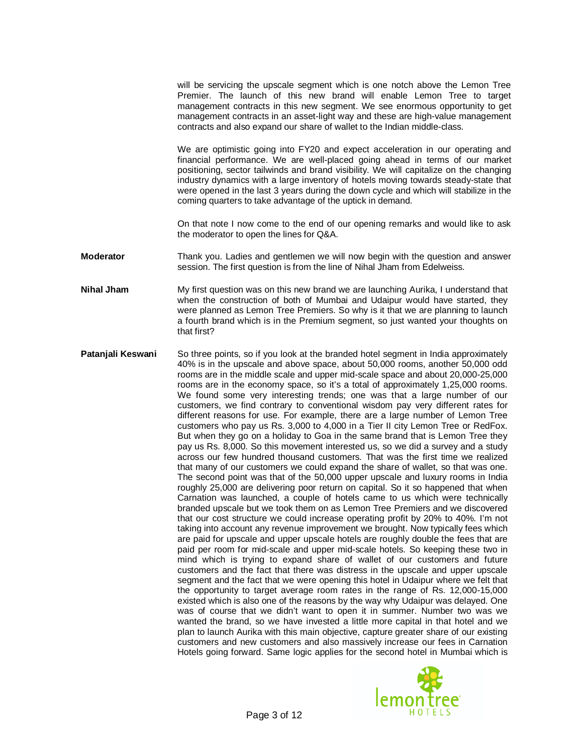will be servicing the upscale segment which is one notch above the Lemon Tree Premier. The launch of this new brand will enable Lemon Tree to target management contracts in this new segment. We see enormous opportunity to get management contracts in an asset-light way and these are high-value management contracts and also expand our share of wallet to the Indian middle-class.

We are optimistic going into FY20 and expect acceleration in our operating and financial performance. We are well-placed going ahead in terms of our market positioning, sector tailwinds and brand visibility. We will capitalize on the changing industry dynamics with a large inventory of hotels moving towards steady-state that were opened in the last 3 years during the down cycle and which will stabilize in the coming quarters to take advantage of the uptick in demand.

On that note I now come to the end of our opening remarks and would like to ask the moderator to open the lines for Q&A.

**Moderator** Thank you. Ladies and gentlemen we will now begin with the question and answer session. The first question is from the line of Nihal Jham from Edelweiss.

**Nihal Jham** My first question was on this new brand we are launching Aurika, I understand that when the construction of both of Mumbai and Udaipur would have started, they were planned as Lemon Tree Premiers. So why is it that we are planning to launch a fourth brand which is in the Premium segment, so just wanted your thoughts on that first?

**Patanjali Keswani** So three points, so if you look at the branded hotel segment in India approximately 40% is in the upscale and above space, about 50,000 rooms, another 50,000 odd rooms are in the middle scale and upper mid-scale space and about 20,000-25,000 rooms are in the economy space, so it's a total of approximately 1,25,000 rooms. We found some very interesting trends; one was that a large number of our customers, we find contrary to conventional wisdom pay very different rates for different reasons for use. For example, there are a large number of Lemon Tree customers who pay us Rs. 3,000 to 4,000 in a Tier II city Lemon Tree or RedFox. But when they go on a holiday to Goa in the same brand that is Lemon Tree they pay us Rs. 8,000. So this movement interested us, so we did a survey and a study across our few hundred thousand customers. That was the first time we realized that many of our customers we could expand the share of wallet, so that was one. The second point was that of the 50,000 upper upscale and luxury rooms in India roughly 25,000 are delivering poor return on capital. So it so happened that when Carnation was launched, a couple of hotels came to us which were technically branded upscale but we took them on as Lemon Tree Premiers and we discovered that our cost structure we could increase operating profit by 20% to 40%. I'm not taking into account any revenue improvement we brought. Now typically fees which are paid for upscale and upper upscale hotels are roughly double the fees that are paid per room for mid-scale and upper mid-scale hotels. So keeping these two in mind which is trying to expand share of wallet of our customers and future customers and the fact that there was distress in the upscale and upper upscale segment and the fact that we were opening this hotel in Udaipur where we felt that the opportunity to target average room rates in the range of Rs. 12,000-15,000 existed which is also one of the reasons by the way why Udaipur was delayed. One was of course that we didn't want to open it in summer. Number two was we wanted the brand, so we have invested a little more capital in that hotel and we plan to launch Aurika with this main objective, capture greater share of our existing customers and new customers and also massively increase our fees in Carnation Hotels going forward. Same logic applies for the second hotel in Mumbai which is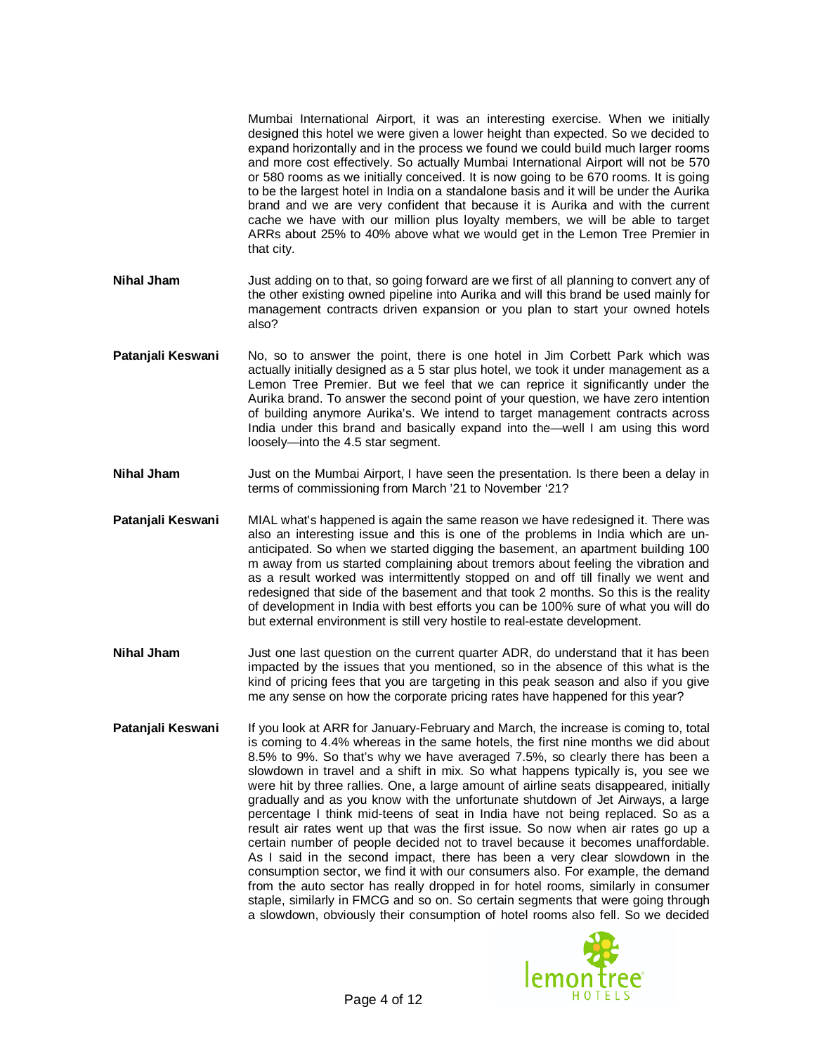Mumbai International Airport, it was an interesting exercise. When we initially designed this hotel we were given a lower height than expected. So we decided to expand horizontally and in the process we found we could build much larger rooms and more cost effectively. So actually Mumbai International Airport will not be 570 or 580 rooms as we initially conceived. It is now going to be 670 rooms. It is going to be the largest hotel in India on a standalone basis and it will be under the Aurika brand and we are very confident that because it is Aurika and with the current cache we have with our million plus loyalty members, we will be able to target ARRs about 25% to 40% above what we would get in the Lemon Tree Premier in that city.

**Nihal Jham** Just adding on to that, so going forward are we first of all planning to convert any of the other existing owned pipeline into Aurika and will this brand be used mainly for management contracts driven expansion or you plan to start your owned hotels also?

**Patanjali Keswani** No, so to answer the point, there is one hotel in Jim Corbett Park which was actually initially designed as a 5 star plus hotel, we took it under management as a Lemon Tree Premier. But we feel that we can reprice it significantly under the Aurika brand. To answer the second point of your question, we have zero intention of building anymore Aurika's. We intend to target management contracts across India under this brand and basically expand into the—well I am using this word loosely—into the 4.5 star segment.

**Nihal Jham** Just on the Mumbai Airport, I have seen the presentation. Is there been a delay in terms of commissioning from March '21 to November '21?

**Patanjali Keswani** MIAL what's happened is again the same reason we have redesigned it. There was also an interesting issue and this is one of the problems in India which are un-anticipated. So when we started digging the basement, an apartment building 100 m away from us started complaining about tremors about feeling the vibration and as a result worked was intermittently stopped on and off till finally we went and redesigned that side of the basement and that took 2 months. So this is the reality of development in India with best efforts you can be 100% sure of what you will do but external environment is still very hostile to real-estate development.

**Nihal Jham** Just one last question on the current quarter ADR, do understand that it has been impacted by the issues that you mentioned, so in the absence of this what is the kind of pricing fees that you are targeting in this peak season and also if you give me any sense on how the corporate pricing rates have happened for this year?

**Patanjali Keswani** If you look at ARR for January-February and March, the increase is coming to, total is coming to 4.4% whereas in the same hotels, the first nine months we did about 8.5% to 9%. So that's why we have averaged 7.5%, so clearly there has been a slowdown in travel and a shift in mix. So what happens typically is, you see we were hit by three rallies. One, a large amount of airline seats disappeared, initially gradually and as you know with the unfortunate shutdown of Jet Airways, a large percentage I think mid-teens of seat in India have not being replaced. So as a result air rates went up that was the first issue. So now when air rates go up a certain number of people decided not to travel because it becomes unaffordable. As I said in the second impact, there has been a very clear slowdown in the consumption sector, we find it with our consumers also. For example, the demand from the auto sector has really dropped in for hotel rooms, similarly in consumer staple, similarly in FMCG and so on. So certain segments that were going through a slowdown, obviously their consumption of hotel rooms also fell. So we decided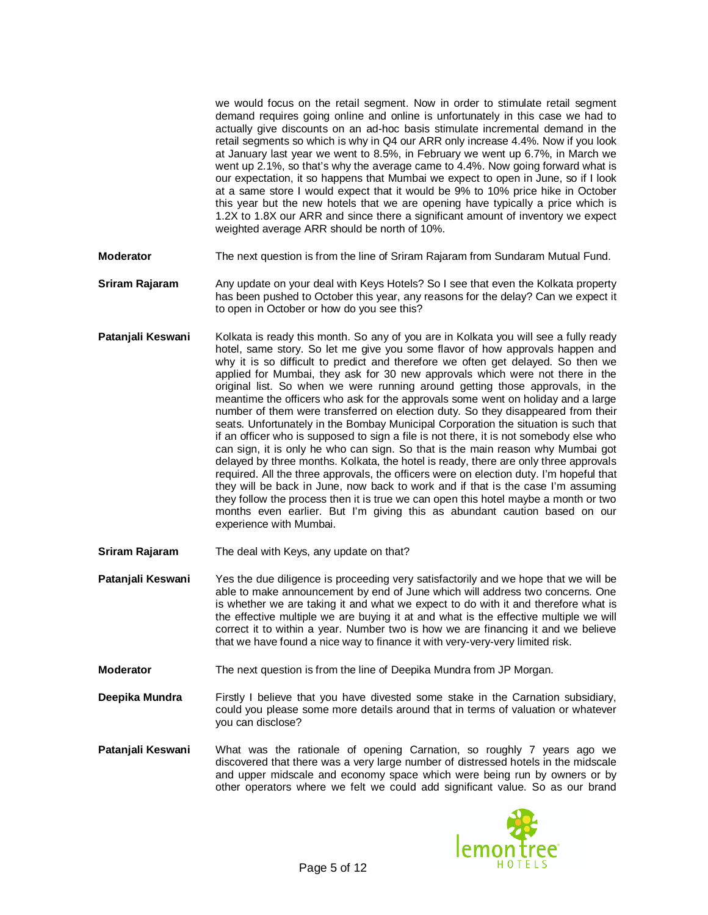we would focus on the retail segment. Now in order to stimulate retail segment demand requires going online and online is unfortunately in this case we had to actually give discounts on an ad-hoc basis stimulate incremental demand in the retail segments so which is why in Q4 our ARR only increase 4.4%. Now if you look at January last year we went to 8.5%, in February we went up 6.7%, in March we went up 2.1%, so that's why the average came to 4.4%. Now going forward what is our expectation, it so happens that Mumbai we expect to open in June, so if I look at a same store I would expect that it would be 9% to 10% price hike in October this year but the new hotels that we are opening have typically a price which is 1.2X to 1.8X our ARR and since there a significant amount of inventory we expect weighted average ARR should be north of 10%.

**Moderator** The next question is from the line of Sriram Rajaram from Sundaram Mutual Fund.

**Sriram Rajaram** Any update on your deal with Keys Hotels? So I see that even the Kolkata property has been pushed to October this year, any reasons for the delay? Can we expect it to open in October or how do you see this?

**Patanjali Keswani** Kolkata is ready this month. So any of you are in Kolkata you will see a fully ready hotel, same story. So let me give you some flavor of how approvals happen and why it is so difficult to predict and therefore we often get delayed. So then we applied for Mumbai, they ask for 30 new approvals which were not there in the original list. So when we were running around getting those approvals, in the meantime the officers who ask for the approvals some went on holiday and a large number of them were transferred on election duty. So they disappeared from their seats. Unfortunately in the Bombay Municipal Corporation the situation is such that if an officer who is supposed to sign a file is not there, it is not somebody else who can sign, it is only he who can sign. So that is the main reason why Mumbai got delayed by three months. Kolkata, the hotel is ready, there are only three approvals required. All the three approvals, the officers were on election duty. I'm hopeful that they will be back in June, now back to work and if that is the case I'm assuming they follow the process then it is true we can open this hotel maybe a month or two months even earlier. But I'm giving this as abundant caution based on our experience with Mumbai.

**Sriram Rajaram** The deal with Keys, any update on that?

**Patanjali Keswani** Yes the due diligence is proceeding very satisfactorily and we hope that we will be able to make announcement by end of June which will address two concerns. One is whether we are taking it and what we expect to do with it and therefore what is the effective multiple we are buying it at and what is the effective multiple we will correct it to within a year. Number two is how we are financing it and we believe that we have found a nice way to finance it with very-very-very limited risk.

**Moderator** The next question is from the line of Deepika Mundra from JP Morgan.

**Deepika Mundra** Firstly I believe that you have divested some stake in the Carnation subsidiary, could you please some more details around that in terms of valuation or whatever you can disclose?

**Patanjali Keswani** What was the rationale of opening Carnation, so roughly 7 years ago we discovered that there was a very large number of distressed hotels in the midscale and upper midscale and economy space which were being run by owners or by other operators where we felt we could add significant value. So as our brand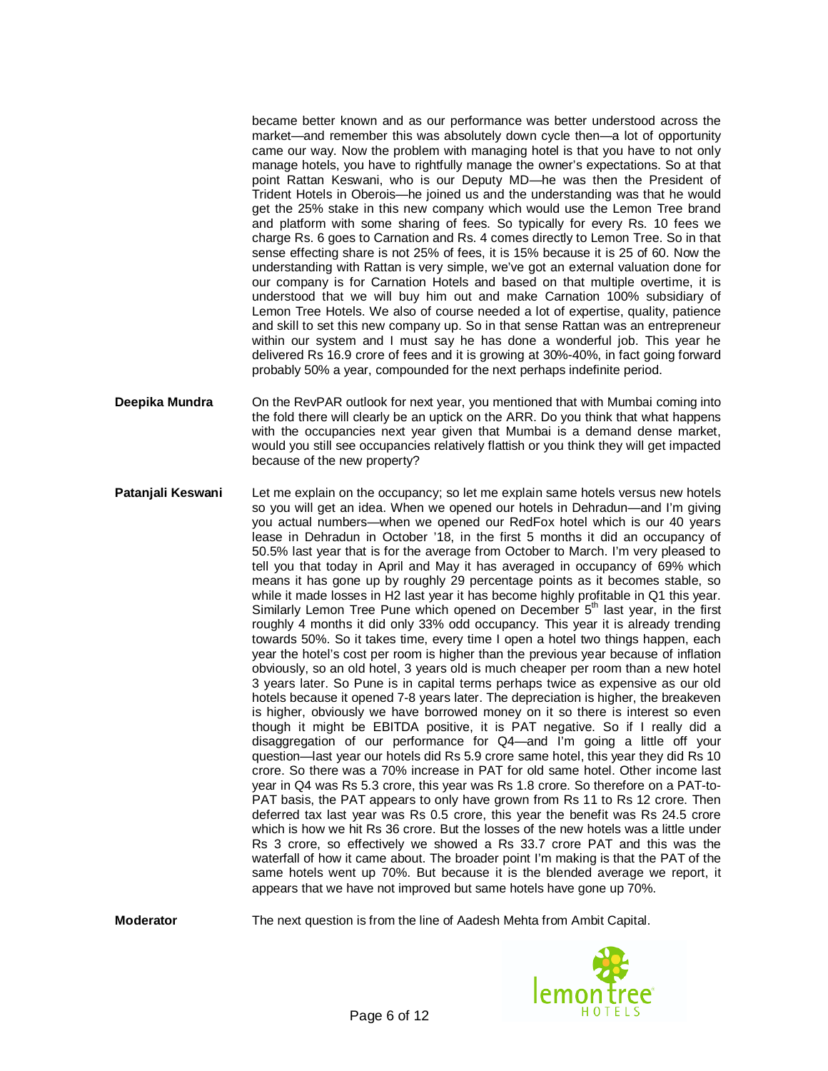became better known and as our performance was better understood across the market—and remember this was absolutely down cycle then—a lot of opportunity came our way. Now the problem with managing hotel is that you have to not only manage hotels, you have to rightfully manage the owner's expectations. So at that point Rattan Keswani, who is our Deputy MD—he was then the President of Trident Hotels in Oberois—he joined us and the understanding was that he would get the 25% stake in this new company which would use the Lemon Tree brand and platform with some sharing of fees. So typically for every Rs. 10 fees we charge Rs. 6 goes to Carnation and Rs. 4 comes directly to Lemon Tree. So in that sense effecting share is not 25% of fees, it is 15% because it is 25 of 60. Now the understanding with Rattan is very simple, we've got an external valuation done for our company is for Carnation Hotels and based on that multiple overtime, it is understood that we will buy him out and make Carnation 100% subsidiary of Lemon Tree Hotels. We also of course needed a lot of expertise, quality, patience and skill to set this new company up. So in that sense Rattan was an entrepreneur within our system and I must say he has done a wonderful job. This year he delivered Rs 16.9 crore of fees and it is growing at 30%-40%, in fact going forward probably 50% a year, compounded for the next perhaps indefinite period.

**Deepika Mundra**: On the RevPAR outlook for next year, you mentioned that with Mumbai coming into the fold there will clearly be an uptick on the ARR. Do you think that what happens with the occupancies next year given that Mumbai is a demand dense market, would you still see occupancies relatively flattish or you think they will get impacted because of the new property?

**Patanjali Keswani**: Let me explain on the occupancy; so let me explain same hotels versus new hotels so you will get an idea. When we opened our hotels in Dehradun—and I'm giving you actual numbers—when we opened our RedFox hotel which is our 40 years lease in Dehradun in October '18, in the first 5 months it did an occupancy of 50.5% last year that is for the average from October to March. I'm very pleased to tell you that today in April and May it has averaged in occupancy of 69% which means it has gone up by roughly 29 percentage points as it becomes stable, so while it made losses in H2 last year it has become highly profitable in Q1 this year. Similarly Lemon Tree Pune which opened on December 5th last year, in the first roughly 4 months it did only 33% odd occupancy. This year it is already trending towards 50%. So it takes time, every time I open a hotel two things happen, each year the hotel's cost per room is higher than the previous year because of inflation obviously, so an old hotel, 3 years old is much cheaper per room than a new hotel 3 years later. So Pune is in capital terms perhaps twice as expensive as our old hotels because it opened 7-8 years later. The depreciation is higher, the breakeven is higher, obviously we have borrowed money on it so there is interest so even though it might be EBITDA positive, it is PAT negative. So if I really did a disaggregation of our performance for Q4—and I'm going a little off your question—last year our hotels did Rs 5.9 crore same hotel, this year they did Rs 10 crore. So there was a 70% increase in PAT for old same hotel. Other income last year in Q4 was Rs 5.3 crore, this year was Rs 1.8 crore. So therefore on a PAT-to-PAT basis, the PAT appears to only have grown from Rs 11 to Rs 12 crore. Then deferred tax last year was Rs 0.5 crore, this year the benefit was Rs 24.5 crore which is how we hit Rs 36 crore. But the losses of the new hotels was a little under Rs 3 crore, so effectively we showed a Rs 33.7 crore PAT and this was the waterfall of how it came about. The broader point I'm making is that the PAT of the same hotels went up 70%. But because it is the blended average we report, it appears that we have not improved but same hotels have gone up 70%.

**Moderator**: The next question is from the line of Aadesh Mehta from Ambit Capital.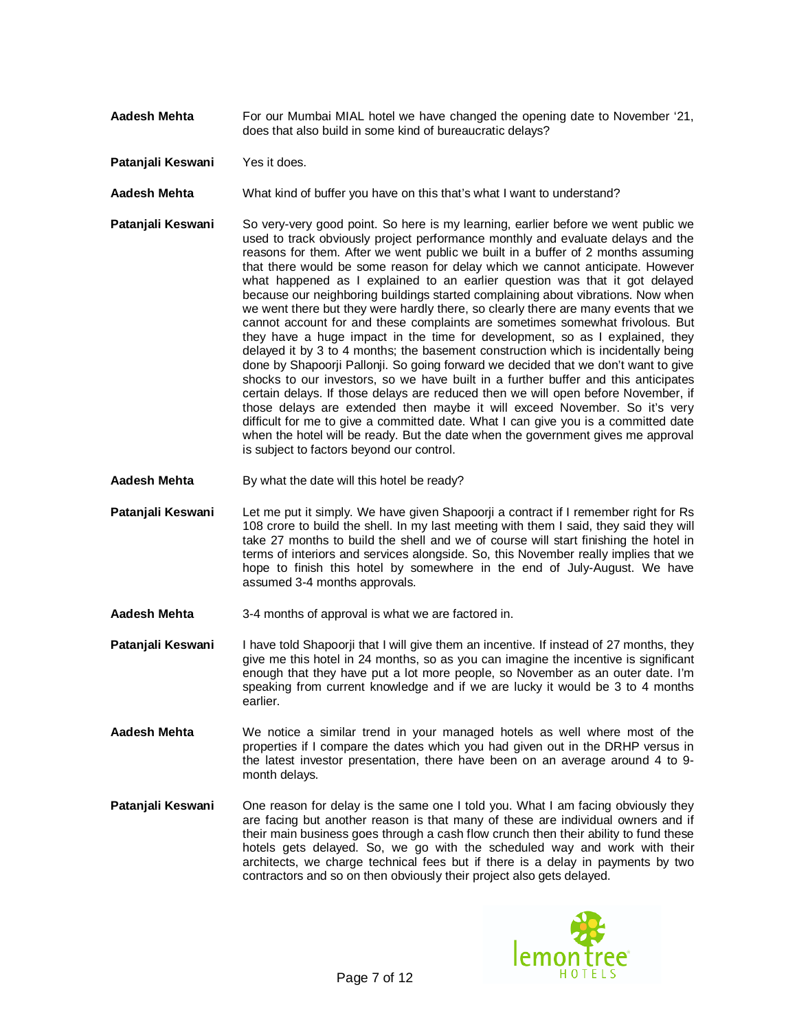**Aadesh Mehta** For our Mumbai MIAL hotel we have changed the opening date to November '21, does that also build in some kind of bureaucratic delays?

**Patanjali Keswani** Yes it does.

**Aadesh Mehta** What kind of buffer you have on this that's what I want to understand?

**Patanjali Keswani** So very-very good point. So here is my learning, earlier before we went public we used to track obviously project performance monthly and evaluate delays and the reasons for them. After we went public we built in a buffer of 2 months assuming that there would be some reason for delay which we cannot anticipate. However what happened as I explained to an earlier question was that it got delayed because our neighboring buildings started complaining about vibrations. Now when we went there but they were hardly there, so clearly there are many events that we cannot account for and these complaints are sometimes somewhat frivolous. But they have a huge impact in the time for development, so as I explained, they delayed it by 3 to 4 months; the basement construction which is incidentally being done by Shapoorji Pallonji. So going forward we decided that we don't want to give shocks to our investors, so we have built in a further buffer and this anticipates certain delays. If those delays are reduced then we will open before November, if those delays are extended then maybe it will exceed November. So it's very difficult for me to give a committed date. What I can give you is a committed date when the hotel will be ready. But the date when the government gives me approval is subject to factors beyond our control.

**Aadesh Mehta** By what the date will this hotel be ready?

**Patanjali Keswani** Let me put it simply. We have given Shapoorji a contract if I remember right for Rs 108 crore to build the shell. In my last meeting with them I said, they said they will take 27 months to build the shell and we of course will start finishing the hotel in terms of interiors and services alongside. So, this November really implies that we hope to finish this hotel by somewhere in the end of July-August. We have assumed 3-4 months approvals.

**Aadesh Mehta** 3-4 months of approval is what we are factored in.

**Patanjali Keswani** I have told Shapoorji that I will give them an incentive. If instead of 27 months, they give me this hotel in 24 months, so as you can imagine the incentive is significant enough that they have put a lot more people, so November as an outer date. I'm speaking from current knowledge and if we are lucky it would be 3 to 4 months earlier.

**Aadesh Mehta** We notice a similar trend in your managed hotels as well where most of the properties if I compare the dates which you had given out in the DRHP versus in the latest investor presentation, there have been on an average around 4 to 9-month delays.

**Patanjali Keswani** One reason for delay is the same one I told you. What I am facing obviously they are facing but another reason is that many of these are individual owners and if their main business goes through a cash flow crunch then their ability to fund these hotels gets delayed. So, we go with the scheduled way and work with their architects, we charge technical fees but if there is a delay in payments by two contractors and so on then obviously their project also gets delayed.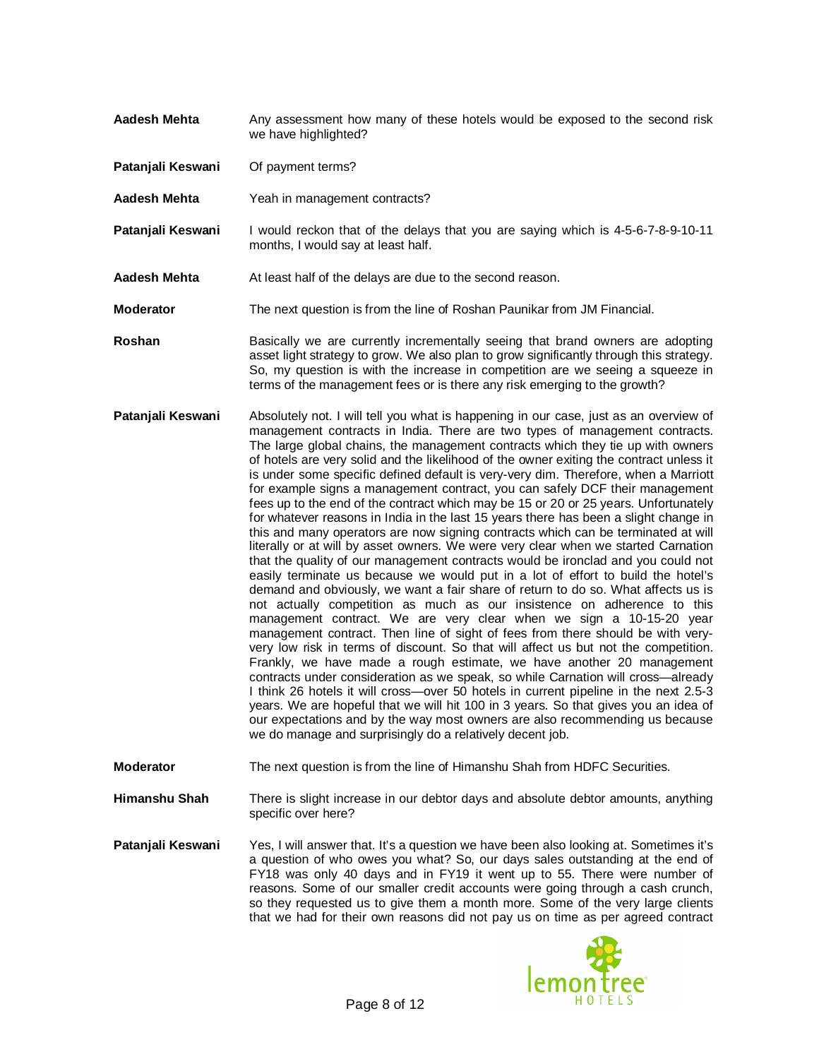**Aadesh Mehta** Any assessment how many of these hotels would be exposed to the second risk we have highlighted?

**Patanjali Keswani** Of payment terms?

**Aadesh Mehta** Yeah in management contracts?

**Patanjali Keswani** I would reckon that of the delays that you are saying which is 4-5-6-7-8-9-10-11 months, I would say at least half.

**Aadesh Mehta** At least half of the delays are due to the second reason.

**Moderator** The next question is from the line of Roshan Paunikar from JM Financial.

**Roshan** Basically we are currently incrementally seeing that brand owners are adopting asset light strategy to grow. We also plan to grow significantly through this strategy. So, my question is with the increase in competition are we seeing a squeeze in terms of the management fees or is there any risk emerging to the growth?

**Patanjali Keswani** Absolutely not. I will tell you what is happening in our case, just as an overview of management contracts in India. There are two types of management contracts. The large global chains, the management contracts which they tie up with owners of hotels are very solid and the likelihood of the owner exiting the contract unless it is under some specific defined default is very-very dim. Therefore, when a Marriott for example signs a management contract, you can safely DCF their management fees up to the end of the contract which may be 15 or 20 or 25 years. Unfortunately for whatever reasons in India in the last 15 years there has been a slight change in this and many operators are now signing contracts which can be terminated at will literally or at will by asset owners. We were very clear when we started Carnation that the quality of our management contracts would be ironclad and you could not easily terminate us because we would put in a lot of effort to build the hotel's demand and obviously, we want a fair share of return to do so. What affects us is not actually competition as much as our insistence on adherence to this management contract. We are very clear when we sign a 10-15-20 year management contract. Then line of sight of fees from there should be with very-very low risk in terms of discount. So that will affect us but not the competition. Frankly, we have made a rough estimate, we have another 20 management contracts under consideration as we speak, so while Carnation will cross—already I think 26 hotels it will cross—over 50 hotels in current pipeline in the next 2.5-3 years. We are hopeful that we will hit 100 in 3 years. So that gives you an idea of our expectations and by the way most owners are also recommending us because we do manage and surprisingly do a relatively decent job.

**Moderator** The next question is from the line of Himanshu Shah from HDFC Securities.

**Himanshu Shah** There is slight increase in our debtor days and absolute debtor amounts, anything specific over here?

**Patanjali Keswani** Yes, I will answer that. It's a question we have been also looking at. Sometimes it's a question of who owes you what? So, our days sales outstanding at the end of FY18 was only 40 days and in FY19 it went up to 55. There were number of reasons. Some of our smaller credit accounts were going through a cash crunch, so they requested us to give them a month more. Some of the very large clients that we had for their own reasons did not pay us on time as per agreed contract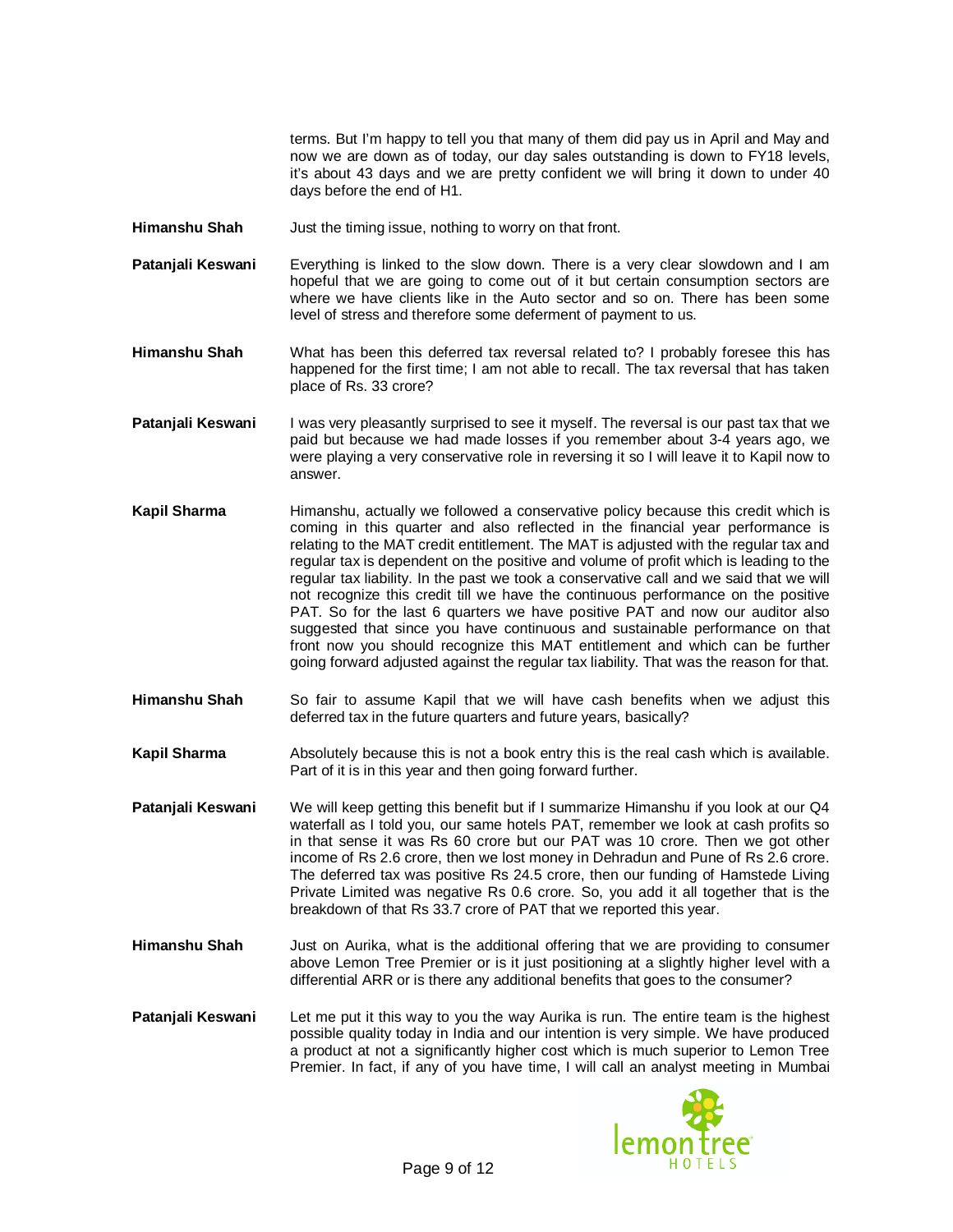terms. But I'm happy to tell you that many of them did pay us in April and May and now we are down as of today, our day sales outstanding is down to FY18 levels, it's about 43 days and we are pretty confident we will bring it down to under 40 days before the end of H1.

**Himanshu Shah** Just the timing issue, nothing to worry on that front.

**Patanjali Keswani** Everything is linked to the slow down. There is a very clear slowdown and I am hopeful that we are going to come out of it but certain consumption sectors are where we have clients like in the Auto sector and so on. There has been some level of stress and therefore some deferment of payment to us.

**Himanshu Shah** What has been this deferred tax reversal related to? I probably foresee this has happened for the first time; I am not able to recall. The tax reversal that has taken place of Rs. 33 crore?

**Patanjali Keswani** I was very pleasantly surprised to see it myself. The reversal is our past tax that we paid but because we had made losses if you remember about 3-4 years ago, we were playing a very conservative role in reversing it so I will leave it to Kapil now to answer.

**Kapil Sharma** Himanshu, actually we followed a conservative policy because this credit which is coming in this quarter and also reflected in the financial year performance is relating to the MAT credit entitlement. The MAT is adjusted with the regular tax and regular tax is dependent on the positive and volume of profit which is leading to the regular tax liability. In the past we took a conservative call and we said that we will not recognize this credit till we have the continuous performance on the positive PAT. So for the last 6 quarters we have positive PAT and now our auditor also suggested that since you have continuous and sustainable performance on that front now you should recognize this MAT entitlement and which can be further going forward adjusted against the regular tax liability. That was the reason for that.

**Himanshu Shah** So fair to assume Kapil that we will have cash benefits when we adjust this deferred tax in the future quarters and future years, basically?

**Kapil Sharma** Absolutely because this is not a book entry this is the real cash which is available. Part of it is in this year and then going forward further.

**Patanjali Keswani** We will keep getting this benefit but if I summarize Himanshu if you look at our Q4 waterfall as I told you, our same hotels PAT, remember we look at cash profits so in that sense it was Rs 60 crore but our PAT was 10 crore. Then we got other income of Rs 2.6 crore, then we lost money in Dehradun and Pune of Rs 2.6 crore. The deferred tax was positive Rs 24.5 crore, then our funding of Hamstede Living Private Limited was negative Rs 0.6 crore. So, you add it all together that is the breakdown of that Rs 33.7 crore of PAT that we reported this year.

**Himanshu Shah** Just on Aurika, what is the additional offering that we are providing to consumer above Lemon Tree Premier or is it just positioning at a slightly higher level with a differential ARR or is there any additional benefits that goes to the consumer?

**Patanjali Keswani** Let me put it this way to you the way Aurika is run. The entire team is the highest possible quality today in India and our intention is very simple. We have produced a product at not a significantly higher cost which is much superior to Lemon Tree Premier. In fact, if any of you have time, I will call an analyst meeting in Mumbai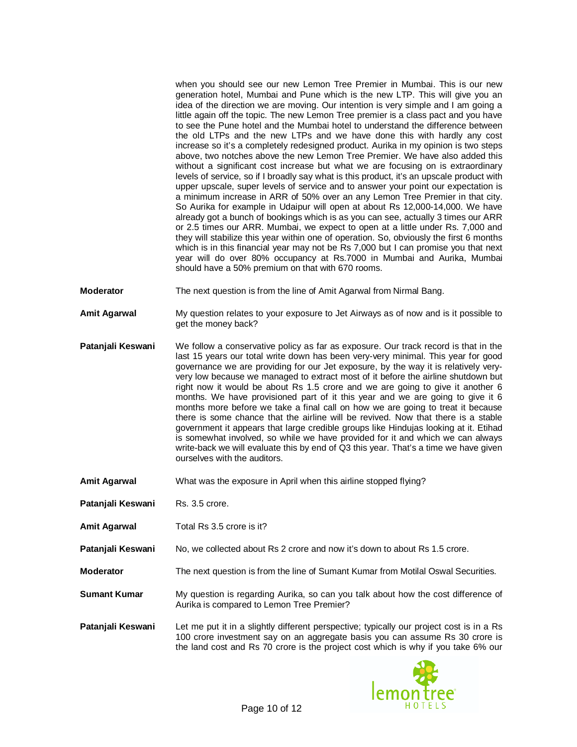when you should see our new Lemon Tree Premier in Mumbai. This is our new generation hotel, Mumbai and Pune which is the new LTP. This will give you an idea of the direction we are moving. Our intention is very simple and I am going a little again off the topic. The new Lemon Tree premier is a class pact and you have to see the Pune hotel and the Mumbai hotel to understand the difference between the old LTPs and the new LTPs and we have done this with hardly any cost increase so it's a completely redesigned product. Aurika in my opinion is two steps above, two notches above the new Lemon Tree Premier. We have also added this without a significant cost increase but what we are focusing on is extraordinary levels of service, so if I broadly say what is this product, it's an upscale product with upper upscale, super levels of service and to answer your point our expectation is a minimum increase in ARR of 50% over an any Lemon Tree Premier in that city. So Aurika for example in Udaipur will open at about Rs 12,000-14,000. We have already got a bunch of bookings which is as you can see, actually 3 times our ARR or 2.5 times our ARR. Mumbai, we expect to open at a little under Rs. 7,000 and they will stabilize this year within one of operation. So, obviously the first 6 months which is in this financial year may not be Rs 7,000 but I can promise you that next year will do over 80% occupancy at Rs.7000 in Mumbai and Aurika, Mumbai should have a 50% premium on that with 670 rooms.

**Moderator** The next question is from the line of Amit Agarwal from Nirmal Bang.

**Amit Agarwal** My question relates to your exposure to Jet Airways as of now and is it possible to get the money back?

**Patanjali Keswani** We follow a conservative policy as far as exposure. Our track record is that in the last 15 years our total write down has been very-very minimal. This year for good governance we are providing for our Jet exposure, by the way it is relatively very-very low because we managed to extract most of it before the airline shutdown but right now it would be about Rs 1.5 crore and we are going to give it another 6 months. We have provisioned part of it this year and we are going to give it 6 months more before we take a final call on how we are going to treat it because there is some chance that the airline will be revived. Now that there is a stable government it appears that large credible groups like Hindujas looking at it. Etihad is somewhat involved, so while we have provided for it and which we can always write-back we will evaluate this by end of Q3 this year. That's a time we have given ourselves with the auditors.

**Amit Agarwal** What was the exposure in April when this airline stopped flying?

**Patanjali Keswani** Rs. 3.5 crore.

**Amit Agarwal** Total Rs 3.5 crore is it?

**Patanjali Keswani** No, we collected about Rs 2 crore and now it's down to about Rs 1.5 crore.

**Moderator** The next question is from the line of Sumant Kumar from Motilal Oswal Securities.

**Sumant Kumar** My question is regarding Aurika, so can you talk about how the cost difference of Aurika is compared to Lemon Tree Premier?

**Patanjali Keswani** Let me put it in a slightly different perspective; typically our project cost is in a Rs 100 crore investment say on an aggregate basis you can assume Rs 30 crore is the land cost and Rs 70 crore is the project cost which is why if you take 6% our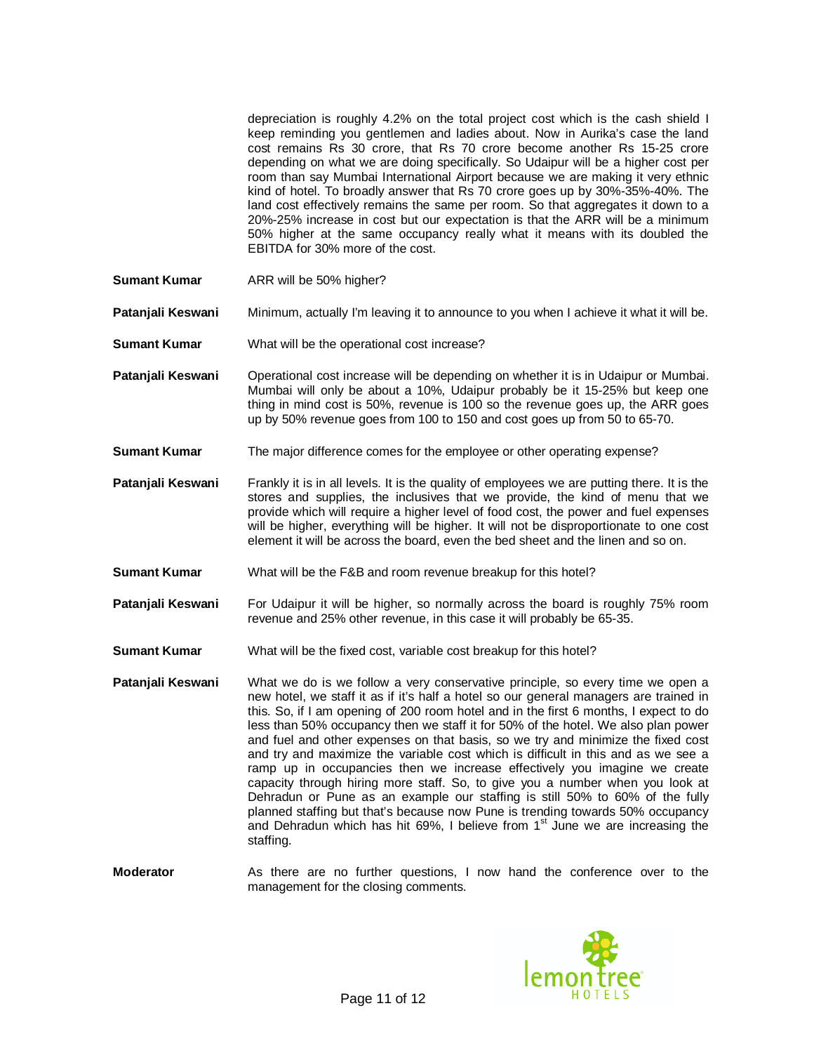depreciation is roughly 4.2% on the total project cost which is the cash shield I keep reminding you gentlemen and ladies about. Now in Aurika's case the land cost remains Rs 30 crore, that Rs 70 crore become another Rs 15-25 crore depending on what we are doing specifically. So Udaipur will be a higher cost per room than say Mumbai International Airport because we are making it very ethnic kind of hotel. To broadly answer that Rs 70 crore goes up by 30%-35%-40%. The land cost effectively remains the same per room. So that aggregates it down to a 20%-25% increase in cost but our expectation is that the ARR will be a minimum 50% higher at the same occupancy really what it means with its doubled the EBITDA for 30% more of the cost.

**Sumant Kumar** ARR will be 50% higher?

**Patanjali Keswani** Minimum, actually I'm leaving it to announce to you when I achieve it what it will be.

**Sumant Kumar** What will be the operational cost increase?

**Patanjali Keswani** Operational cost increase will be depending on whether it is in Udaipur or Mumbai. Mumbai will only be about a 10%, Udaipur probably be it 15-25% but keep one thing in mind cost is 50%, revenue is 100 so the revenue goes up, the ARR goes up by 50% revenue goes from 100 to 150 and cost goes up from 50 to 65-70.

**Sumant Kumar** The major difference comes for the employee or other operating expense?

**Patanjali Keswani** Frankly it is in all levels. It is the quality of employees we are putting there. It is the stores and supplies, the inclusives that we provide, the kind of menu that we provide which will require a higher level of food cost, the power and fuel expenses will be higher, everything will be higher. It will not be disproportionate to one cost element it will be across the board, even the bed sheet and the linen and so on.

**Sumant Kumar** What will be the F&B and room revenue breakup for this hotel?

**Patanjali Keswani** For Udaipur it will be higher, so normally across the board is roughly 75% room revenue and 25% other revenue, in this case it will probably be 65-35.

**Sumant Kumar** What will be the fixed cost, variable cost breakup for this hotel?

**Patanjali Keswani** What we do is we follow a very conservative principle, so every time we open a new hotel, we staff it as if it's half a hotel so our general managers are trained in this. So, if I am opening of 200 room hotel and in the first 6 months, I expect to do less than 50% occupancy then we staff it for 50% of the hotel. We also plan power and fuel and other expenses on that basis, so we try and minimize the fixed cost and try and maximize the variable cost which is difficult in this and as we see a ramp up in occupancies then we increase effectively you imagine we create capacity through hiring more staff. So, to give you a number when you look at Dehradun or Pune as an example our staffing is still 50% to 60% of the fully planned staffing but that's because now Pune is trending towards 50% occupancy and Dehradun which has hit 69%, I believe from 1st June we are increasing the staffing.

**Moderator** As there are no further questions, I now hand the conference over to the management for the closing comments.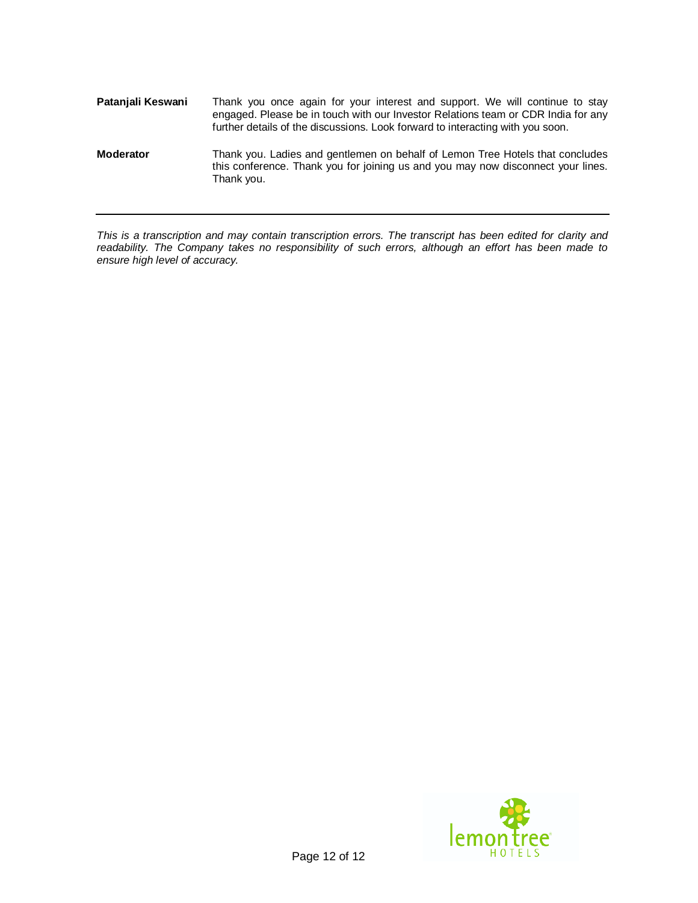**Patanjali Keswani** Thank you once again for your interest and support. We will continue to stay engaged. Please be in touch with our Investor Relations team or CDR India for any further details of the discussions. Look forward to interacting with you soon.

**Moderator** Thank you. Ladies and gentlemen on behalf of Lemon Tree Hotels that concludes this conference. Thank you for joining us and you may now disconnect your lines. Thank you.

---

*This is a transcription and may contain transcription errors. The transcript has been edited for clarity and readability. The Company takes no responsibility of such errors, although an effort has been made to ensure high level of accuracy.*